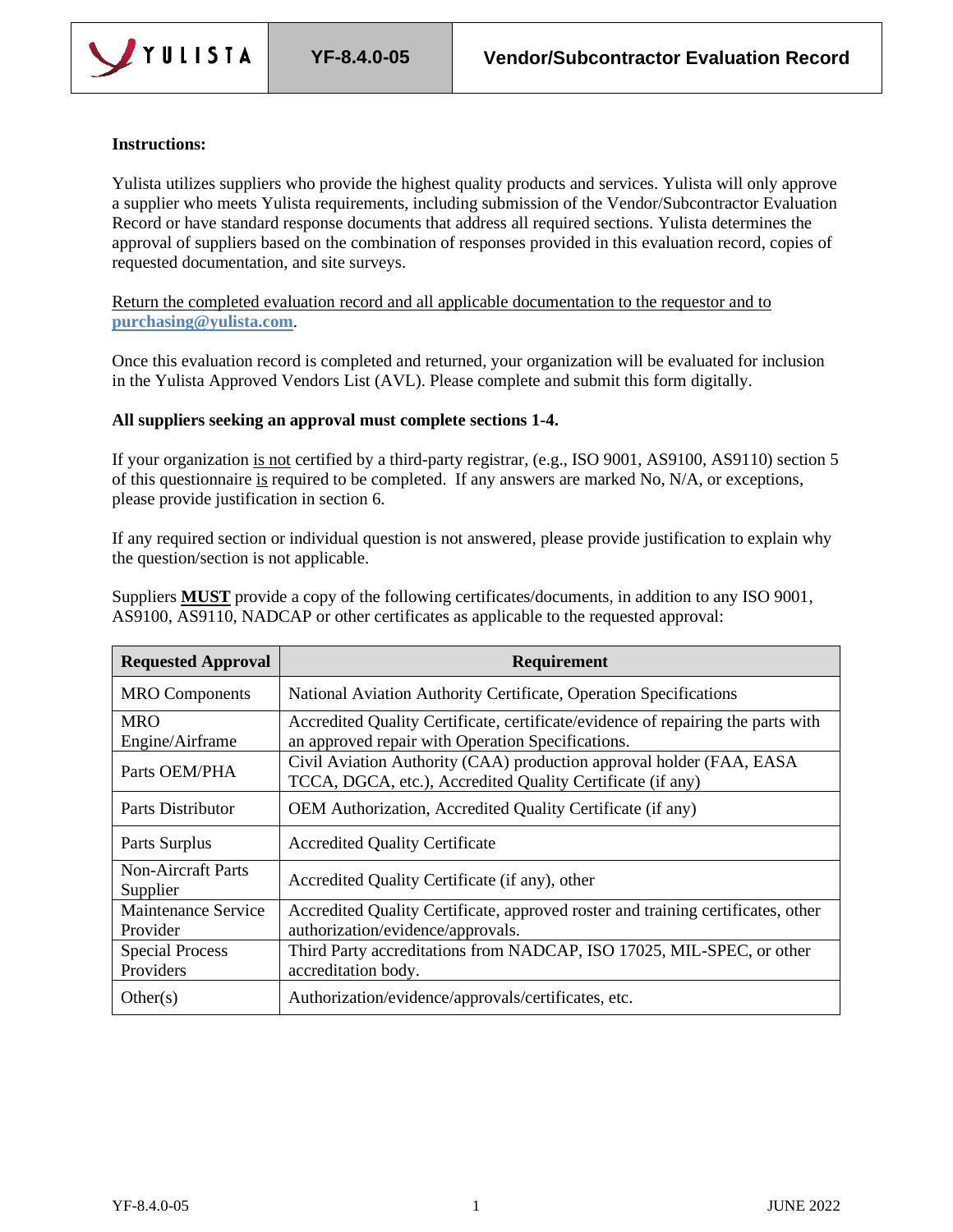| YULISTA | YF-8.4.0-05 | Vendor/Subcontractor Evaluation Record |
|---|---|---|

**Instructions:**

Yulista utilizes suppliers who provide the highest quality products and services. Yulista will only approve a supplier who meets Yulista requirements, including submission of the Vendor/Subcontractor Evaluation Record or have standard response documents that address all required sections. Yulista determines the approval of suppliers based on the combination of responses provided in this evaluation record, copies of requested documentation, and site surveys.

Return the completed evaluation record and all applicable documentation to the requestor and to **purchasing@yulista.com**.

Once this evaluation record is completed and returned, your organization will be evaluated for inclusion in the Yulista Approved Vendors List (AVL). Please complete and submit this form digitally.

**All suppliers seeking an approval must complete sections 1-4.**

If your organization is not certified by a third-party registrar, (e.g., ISO 9001, AS9100, AS9110) section 5 of this questionnaire is required to be completed. If any answers are marked No, N/A, or exceptions, please provide justification in section 6.

If any required section or individual question is not answered, please provide justification to explain why the question/section is not applicable.

Suppliers **MUST** provide a copy of the following certificates/documents, in addition to any ISO 9001, AS9100, AS9110, NADCAP or other certificates as applicable to the requested approval:

| Requested Approval | Requirement |
|---|---|
| MRO Components | National Aviation Authority Certificate, Operation Specifications |
| MRO Engine/Airframe | Accredited Quality Certificate, certificate/evidence of repairing the parts with an approved repair with Operation Specifications. |
| Parts OEM/PHA | Civil Aviation Authority (CAA) production approval holder (FAA, EASA TCCA, DGCA, etc.), Accredited Quality Certificate (if any) |
| Parts Distributor | OEM Authorization, Accredited Quality Certificate (if any) |
| Parts Surplus | Accredited Quality Certificate |
| Non-Aircraft Parts Supplier | Accredited Quality Certificate (if any), other |
| Maintenance Service Provider | Accredited Quality Certificate, approved roster and training certificates, other authorization/evidence/approvals. |
| Special Process Providers | Third Party accreditations from NADCAP, ISO 17025, MIL-SPEC, or other accreditation body. |
| Other(s) | Authorization/evidence/approvals/certificates, etc. |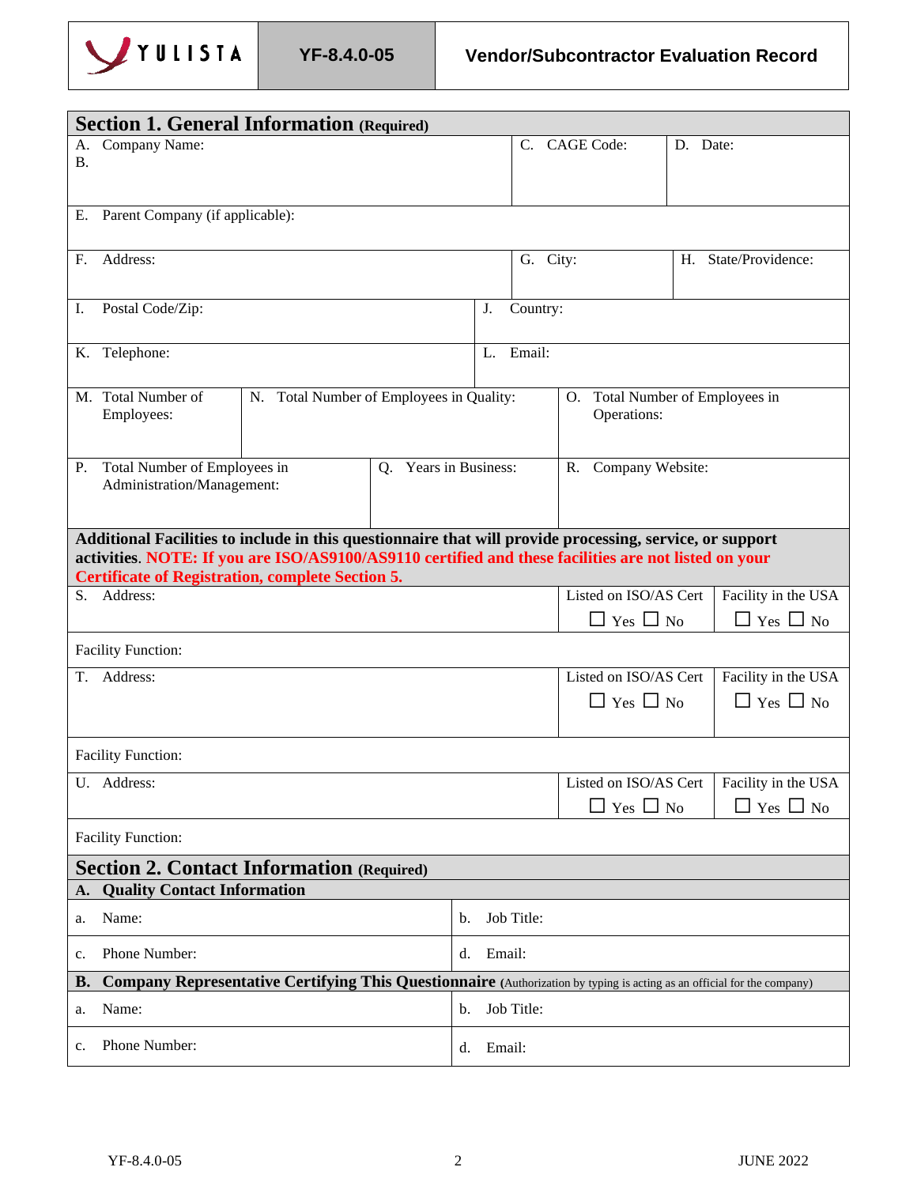## Section 1. General Information (Required)

| | | |
|---|---|---|
| A. Company Name: <br> B. | C. CAGE Code: | D. Date: |
| E. Parent Company (if applicable): | | |
| F. Address: | G. City: | H. State/Providence: |
| I. Postal Code/Zip: | J. Country: | |
| K. Telephone: | L. Email: | |
| M. Total Number of Employees: | N. Total Number of Employees in Quality: | O. Total Number of Employees in Operations: |
| P. Total Number of Employees in Administration/Management: | Q. Years in Business: | R. Company Website: |

**Additional Facilities to include in this questionnaire that will provide processing, service, or support activities**. **NOTE: If you are ISO/AS9100/AS9110 certified and these facilities are not listed on your Certificate of Registration, complete Section 5.**

| Address | Listed on ISO/AS Cert | Facility in the USA |
|---|---|---|
| S. Address: | ☐ Yes ☐ No | ☐ Yes ☐ No |
| Facility Function: | | |
| T. Address: | ☐ Yes ☐ No | ☐ Yes ☐ No |
| Facility Function: | | |
| U. Address: | ☐ Yes ☐ No | ☐ Yes ☐ No |
| Facility Function: | | |

## Section 2. Contact Information (Required)

**A. Quality Contact Information**

| | |
|---|---|
| a. Name: | b. Job Title: |
| c. Phone Number: | d. Email: |

**B. Company Representative Certifying This Questionnaire** (Authorization by typing is acting as an official for the company)

| | |
|---|---|
| a. Name: | b. Job Title: |
| c. Phone Number: | d. Email: |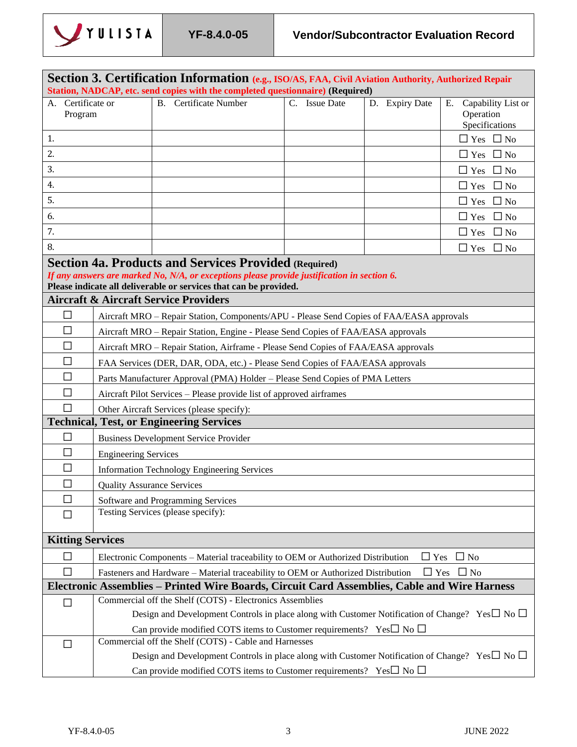## Section 3. Certification Information (e.g., ISO/AS, FAA, Civil Aviation Authority, Authorized Repair Station, NADCAP, etc. send copies with the completed questionnaire) (Required)

| A. Certificate or Program | B. Certificate Number | C. Issue Date | D. Expiry Date | E. Capability List or Operation Specifications |
|---|---|---|---|---|
| 1. | | | | ☐ Yes ☐ No |
| 2. | | | | ☐ Yes ☐ No |
| 3. | | | | ☐ Yes ☐ No |
| 4. | | | | ☐ Yes ☐ No |
| 5. | | | | ☐ Yes ☐ No |
| 6. | | | | ☐ Yes ☐ No |
| 7. | | | | ☐ Yes ☐ No |
| 8. | | | | ☐ Yes ☐ No |

## Section 4a. Products and Services Provided (Required)

*If any answers are marked No, N/A, or exceptions please provide justification in section 6.*

**Please indicate all deliverable or services that can be provided.**

### Aircraft & Aircraft Service Providers

| | |
|---|---|
| ☐ | Aircraft MRO – Repair Station, Components/APU - Please Send Copies of FAA/EASA approvals |
| ☐ | Aircraft MRO – Repair Station, Engine - Please Send Copies of FAA/EASA approvals |
| ☐ | Aircraft MRO – Repair Station, Airframe - Please Send Copies of FAA/EASA approvals |
| ☐ | FAA Services (DER, DAR, ODA, etc.) - Please Send Copies of FAA/EASA approvals |
| ☐ | Parts Manufacturer Approval (PMA) Holder – Please Send Copies of PMA Letters |
| ☐ | Aircraft Pilot Services – Please provide list of approved airframes |
| ☐ | Other Aircraft Services (please specify): |

### Technical, Test, or Engineering Services

| | |
|---|---|
| ☐ | Business Development Service Provider |
| ☐ | Engineering Services |
| ☐ | Information Technology Engineering Services |
| ☐ | Quality Assurance Services |
| ☐ | Software and Programming Services |
| ☐ | Testing Services (please specify): |

### Kitting Services

| | |
|---|---|
| ☐ | Electronic Components – Material traceability to OEM or Authorized Distribution ☐ Yes ☐ No |
| ☐ | Fasteners and Hardware – Material traceability to OEM or Authorized Distribution ☐ Yes ☐ No |

### Electronic Assemblies – Printed Wire Boards, Circuit Card Assemblies, Cable and Wire Harness

| | |
|---|---|
| ☐ | Commercial off the Shelf (COTS) - Electronics Assemblies<br>Design and Development Controls in place along with Customer Notification of Change? Yes☐ No ☐<br>Can provide modified COTS items to Customer requirements? Yes☐ No ☐ |
| ☐ | Commercial off the Shelf (COTS) - Cable and Harnesses<br>Design and Development Controls in place along with Customer Notification of Change? Yes☐ No ☐<br>Can provide modified COTS items to Customer requirements? Yes☐ No ☐ |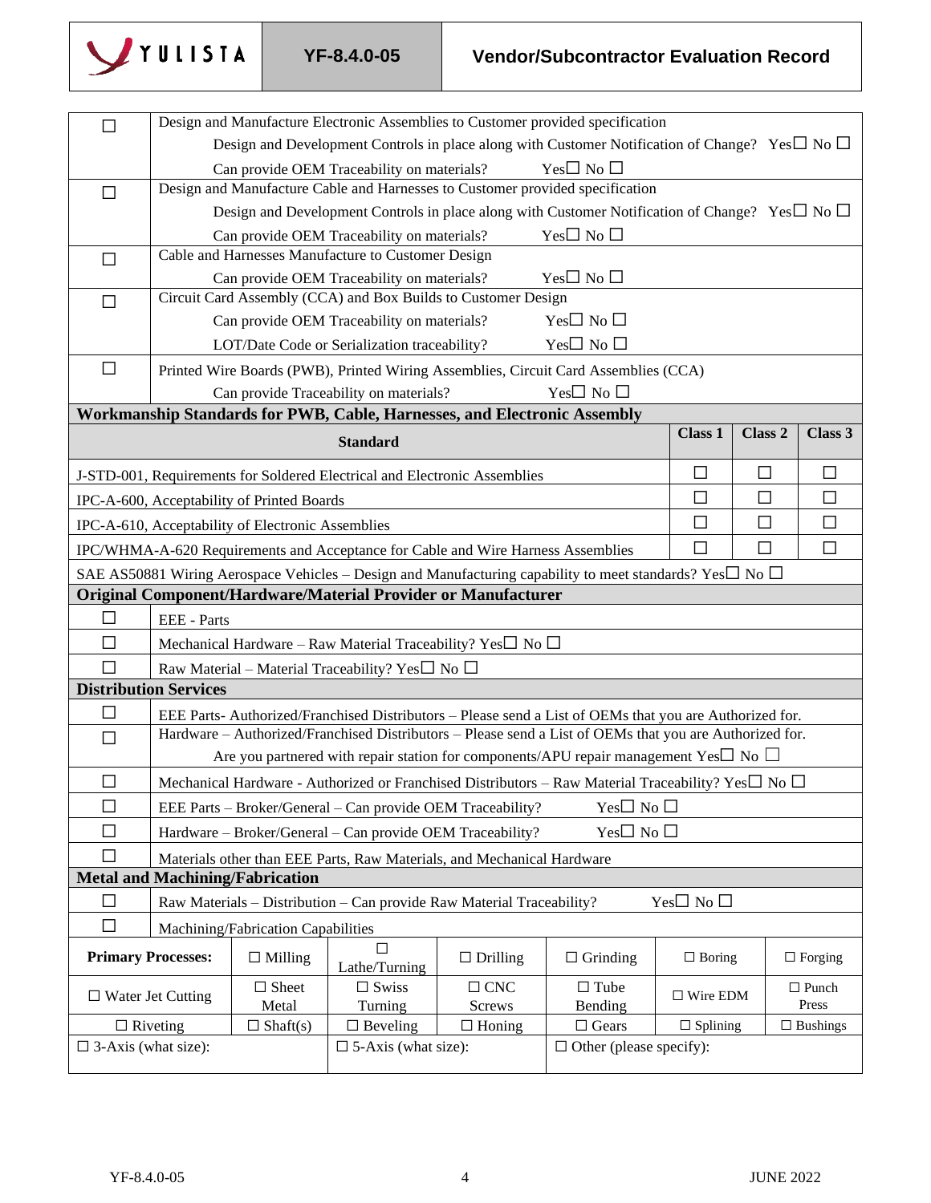| ☐ | Design and Manufacture Electronic Assemblies to Customer provided specification<br>Design and Development Controls in place along with Customer Notification of Change? Yes☐ No ☐<br>Can provide OEM Traceability on materials? Yes☐ No ☐ |
|---|---|
| ☐ | Design and Manufacture Cable and Harnesses to Customer provided specification<br>Design and Development Controls in place along with Customer Notification of Change? Yes☐ No ☐<br>Can provide OEM Traceability on materials? Yes☐ No ☐ |
| ☐ | Cable and Harnesses Manufacture to Customer Design<br>Can provide OEM Traceability on materials? Yes☐ No ☐ |
| ☐ | Circuit Card Assembly (CCA) and Box Builds to Customer Design<br>Can provide OEM Traceability on materials? Yes☐ No ☐<br>LOT/Date Code or Serialization traceability? Yes☐ No ☐ |
| ☐ | Printed Wire Boards (PWB), Printed Wiring Assemblies, Circuit Card Assemblies (CCA)<br>Can provide Traceability on materials? Yes☐ No ☐ |

**Workmanship Standards for PWB, Cable, Harnesses, and Electronic Assembly**

| Standard | Class 1 | Class 2 | Class 3 |
|---|---|---|---|
| J-STD-001, Requirements for Soldered Electrical and Electronic Assemblies | ☐ | ☐ | ☐ |
| IPC-A-600, Acceptability of Printed Boards | ☐ | ☐ | ☐ |
| IPC-A-610, Acceptability of Electronic Assemblies | ☐ | ☐ | ☐ |
| IPC/WHMA-A-620 Requirements and Acceptance for Cable and Wire Harness Assemblies | ☐ | ☐ | ☐ |

SAE AS50881 Wiring Aerospace Vehicles – Design and Manufacturing capability to meet standards? Yes☐ No ☐

**Original Component/Hardware/Material Provider or Manufacturer**

| | |
|---|---|
| ☐ | EEE - Parts |
| ☐ | Mechanical Hardware – Raw Material Traceability? Yes☐ No ☐ |
| ☐ | Raw Material – Material Traceability? Yes☐ No ☐ |

**Distribution Services**

| | |
|---|---|
| ☐ | EEE Parts- Authorized/Franchised Distributors – Please send a List of OEMs that you are Authorized for. |
| ☐ | Hardware – Authorized/Franchised Distributors – Please send a List of OEMs that you are Authorized for.<br>Are you partnered with repair station for components/APU repair management Yes☐ No ☐ |
| ☐ | Mechanical Hardware - Authorized or Franchised Distributors – Raw Material Traceability? Yes☐ No ☐ |
| ☐ | EEE Parts – Broker/General – Can provide OEM Traceability? Yes☐ No ☐ |
| ☐ | Hardware – Broker/General – Can provide OEM Traceability? Yes☐ No ☐ |
| ☐ | Materials other than EEE Parts, Raw Materials, and Mechanical Hardware |

**Metal and Machining/Fabrication**

| | |
|---|---|
| ☐ | Raw Materials – Distribution – Can provide Raw Material Traceability? Yes☐ No ☐ |
| ☐ | Machining/Fabrication Capabilities |

| **Primary Processes:** | ☐ Milling | ☐ Lathe/Turning | ☐ Drilling | ☐ Grinding | ☐ Boring | ☐ Forging |
|---|---|---|---|---|---|---|
| ☐ Water Jet Cutting | ☐ Sheet Metal | ☐ Swiss Turning | ☐ CNC Screws | ☐ Tube Bending | ☐ Wire EDM | ☐ Punch Press |
| ☐ Riveting | ☐ Shaft(s) | ☐ Beveling | ☐ Honing | ☐ Gears | ☐ Splining | ☐ Bushings |
| ☐ 3-Axis (what size): | | ☐ 5-Axis (what size): | | ☐ Other (please specify): | | |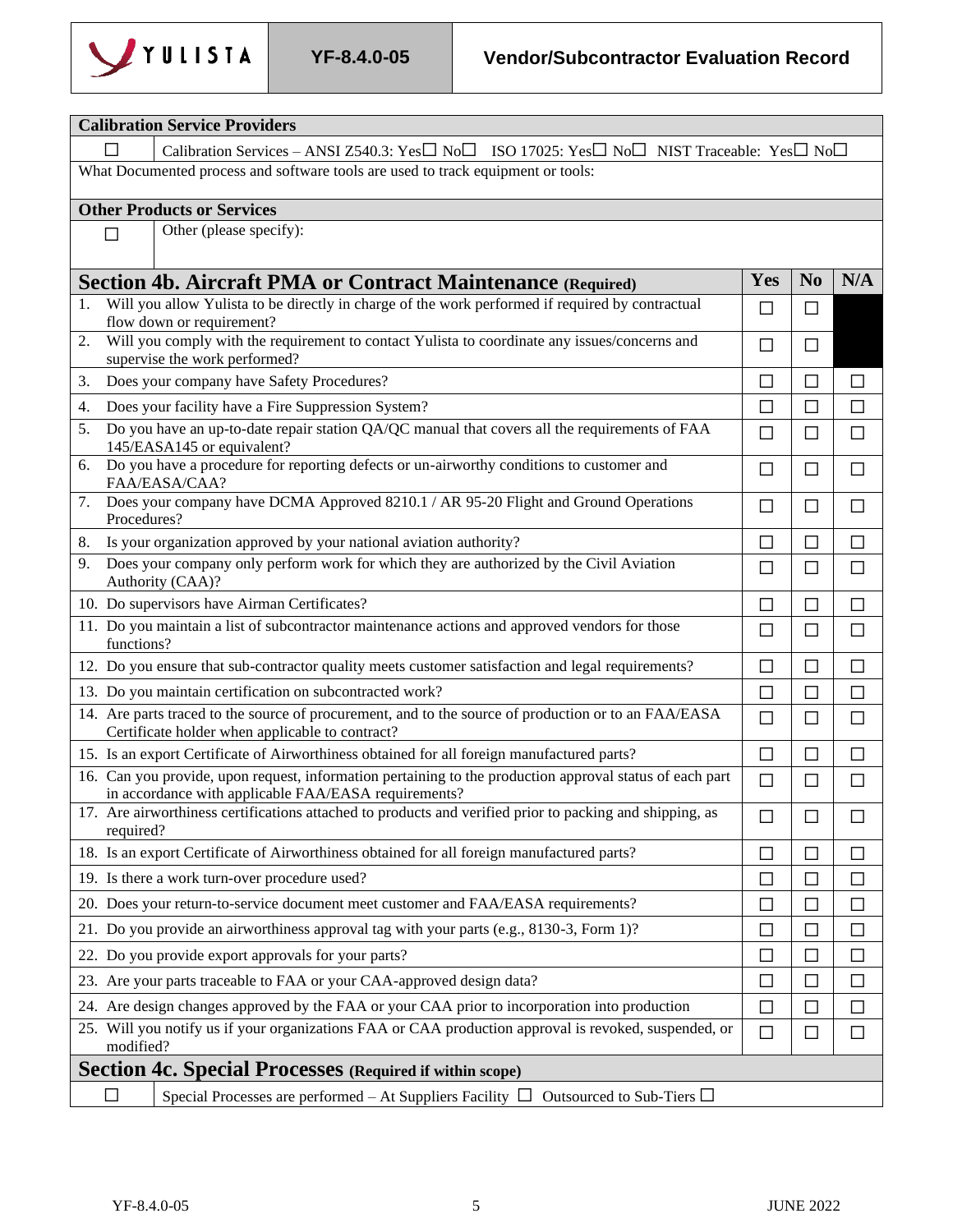| **Calibration Service Providers** | |
|---|---|
| ☐ | Calibration Services – ANSI Z540.3: Yes☐ No☐ ISO 17025: Yes☐ No☐ NIST Traceable: Yes☐ No☐ |
| What Documented process and software tools are used to track equipment or tools: | |

| **Other Products or Services** | |
|---|---|
| ☐ | Other (please specify): |

| **Section 4b. Aircraft PMA or Contract Maintenance** (Required) | Yes | No | N/A |
|---|---|---|---|
| 1. Will you allow Yulista to be directly in charge of the work performed if required by contractual flow down or requirement? | ☐ | ☐ | |
| 2. Will you comply with the requirement to contact Yulista to coordinate any issues/concerns and supervise the work performed? | ☐ | ☐ | |
| 3. Does your company have Safety Procedures? | ☐ | ☐ | ☐ |
| 4. Does your facility have a Fire Suppression System? | ☐ | ☐ | ☐ |
| 5. Do you have an up-to-date repair station QA/QC manual that covers all the requirements of FAA 145/EASA145 or equivalent? | ☐ | ☐ | ☐ |
| 6. Do you have a procedure for reporting defects or un-airworthy conditions to customer and FAA/EASA/CAA? | ☐ | ☐ | ☐ |
| 7. Does your company have DCMA Approved 8210.1 / AR 95-20 Flight and Ground Operations Procedures? | ☐ | ☐ | ☐ |
| 8. Is your organization approved by your national aviation authority? | ☐ | ☐ | ☐ |
| 9. Does your company only perform work for which they are authorized by the Civil Aviation Authority (CAA)? | ☐ | ☐ | ☐ |
| 10. Do supervisors have Airman Certificates? | ☐ | ☐ | ☐ |
| 11. Do you maintain a list of subcontractor maintenance actions and approved vendors for those functions? | ☐ | ☐ | ☐ |
| 12. Do you ensure that sub-contractor quality meets customer satisfaction and legal requirements? | ☐ | ☐ | ☐ |
| 13. Do you maintain certification on subcontracted work? | ☐ | ☐ | ☐ |
| 14. Are parts traced to the source of procurement, and to the source of production or to an FAA/EASA Certificate holder when applicable to contract? | ☐ | ☐ | ☐ |
| 15. Is an export Certificate of Airworthiness obtained for all foreign manufactured parts? | ☐ | ☐ | ☐ |
| 16. Can you provide, upon request, information pertaining to the production approval status of each part in accordance with applicable FAA/EASA requirements? | ☐ | ☐ | ☐ |
| 17. Are airworthiness certifications attached to products and verified prior to packing and shipping, as required? | ☐ | ☐ | ☐ |
| 18. Is an export Certificate of Airworthiness obtained for all foreign manufactured parts? | ☐ | ☐ | ☐ |
| 19. Is there a work turn-over procedure used? | ☐ | ☐ | ☐ |
| 20. Does your return-to-service document meet customer and FAA/EASA requirements? | ☐ | ☐ | ☐ |
| 21. Do you provide an airworthiness approval tag with your parts (e.g., 8130-3, Form 1)? | ☐ | ☐ | ☐ |
| 22. Do you provide export approvals for your parts? | ☐ | ☐ | ☐ |
| 23. Are your parts traceable to FAA or your CAA-approved design data? | ☐ | ☐ | ☐ |
| 24. Are design changes approved by the FAA or your CAA prior to incorporation into production | ☐ | ☐ | ☐ |
| 25. Will you notify us if your organizations FAA or CAA production approval is revoked, suspended, or modified? | ☐ | ☐ | ☐ |

| **Section 4c. Special Processes** (Required if within scope) | |
|---|---|
| ☐ | Special Processes are performed – At Suppliers Facility ☐ Outsourced to Sub-Tiers ☐ |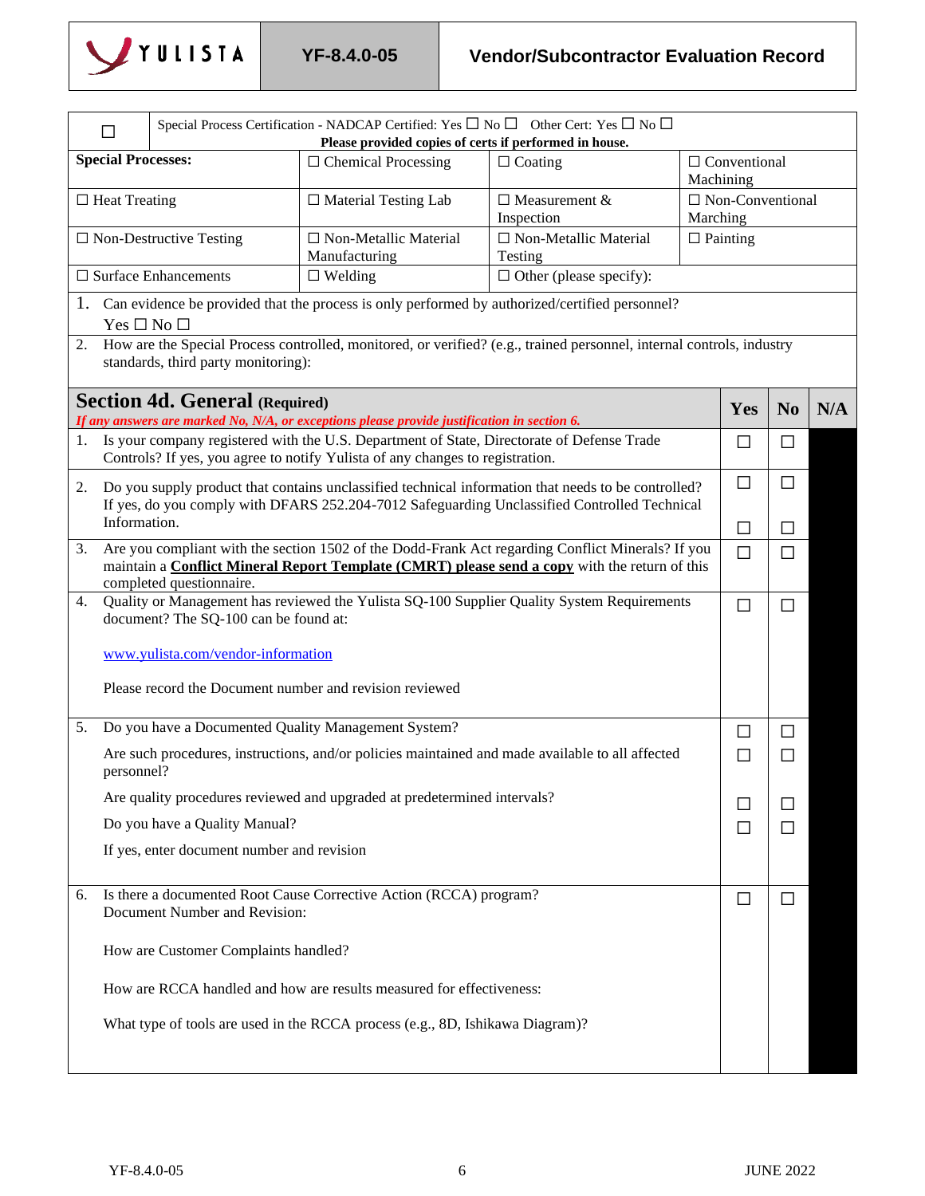| ☐ | Special Process Certification - NADCAP Certified: Yes ☐ No ☐ Other Cert: Yes ☐ No ☐ **Please provided copies of certs if performed in house.** | | |
|---|---|---|---|
| **Special Processes:** | ☐ Chemical Processing | ☐ Coating | ☐ Conventional Machining |
| ☐ Heat Treating | ☐ Material Testing Lab | ☐ Measurement & Inspection | ☐ Non-Conventional Marching |
| ☐ Non-Destructive Testing | ☐ Non-Metallic Material Manufacturing | ☐ Non-Metallic Material Testing | ☐ Painting |
| ☐ Surface Enhancements | ☐ Welding | ☐ Other (please specify): | |

1. Can evidence be provided that the process is only performed by authorized/certified personnel? Yes ☐ No ☐
2. How are the Special Process controlled, monitored, or verified? (e.g., trained personnel, internal controls, industry standards, third party monitoring):

## Section 4d. General (Required)

*If any answers are marked No, N/A, or exceptions please provide justification in section 6.*

| Question | Yes | No | N/A |
|---|---|---|---|
| 1. Is your company registered with the U.S. Department of State, Directorate of Defense Trade Controls? If yes, you agree to notify Yulista of any changes to registration. | ☐ | ☐ | |
| 2. Do you supply product that contains unclassified technical information that needs to be controlled? | ☐ | ☐ | |
| If yes, do you comply with DFARS 252.204-7012 Safeguarding Unclassified Controlled Technical Information. | ☐ | ☐ | |
| 3. Are you compliant with the section 1502 of the Dodd-Frank Act regarding Conflict Minerals? If you maintain a **Conflict Mineral Report Template (CMRT) please send a copy** with the return of this completed questionnaire. | ☐ | ☐ | |
| 4. Quality or Management has reviewed the Yulista SQ-100 Supplier Quality System Requirements document? The SQ-100 can be found at: www.yulista.com/vendor-information<br><br>Please record the Document number and revision reviewed | ☐ | ☐ | |
| 5. Do you have a Documented Quality Management System? | ☐ | ☐ | |
| Are such procedures, instructions, and/or policies maintained and made available to all affected personnel? | ☐ | ☐ | |
| Are quality procedures reviewed and upgraded at predetermined intervals? | ☐ | ☐ | |
| Do you have a Quality Manual? | ☐ | ☐ | |
| If yes, enter document number and revision | | | |
| 6. Is there a documented Root Cause Corrective Action (RCCA) program? Document Number and Revision:<br><br>How are Customer Complaints handled?<br><br>How are RCCA handled and how are results measured for effectiveness:<br><br>What type of tools are used in the RCCA process (e.g., 8D, Ishikawa Diagram)? | ☐ | ☐ | |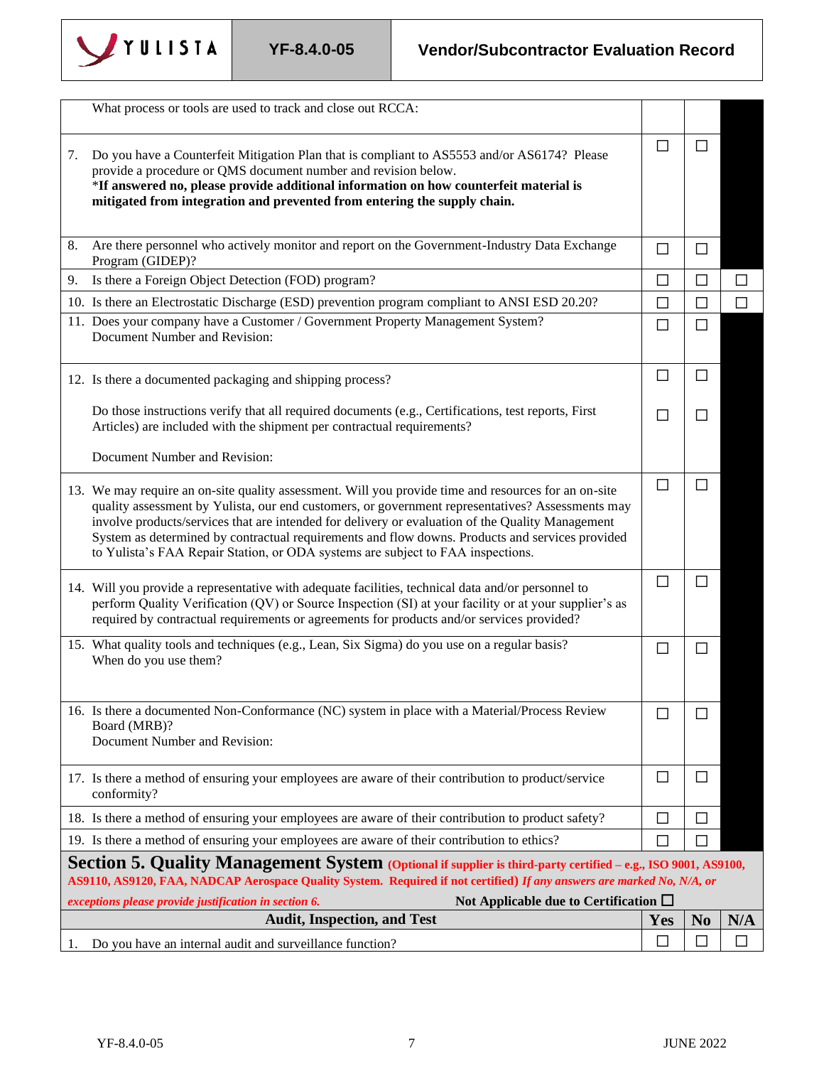| | Yes | No | N/A |
|---|---|---|---|
| What process or tools are used to track and close out RCCA: | | | |
| 7. Do you have a Counterfeit Mitigation Plan that is compliant to AS5553 and/or AS6174? Please provide a procedure or QMS document number and revision below. *If answered no, please provide additional information on how counterfeit material is mitigated from integration and prevented from entering the supply chain.* | ☐ | ☐ | |
| 8. Are there personnel who actively monitor and report on the Government-Industry Data Exchange Program (GIDEP)? | ☐ | ☐ | |
| 9. Is there a Foreign Object Detection (FOD) program? | ☐ | ☐ | ☐ |
| 10. Is there an Electrostatic Discharge (ESD) prevention program compliant to ANSI ESD 20.20? | ☐ | ☐ | ☐ |
| 11. Does your company have a Customer / Government Property Management System? Document Number and Revision: | ☐ | ☐ | |
| 12. Is there a documented packaging and shipping process? | ☐ | ☐ | |
| Do those instructions verify that all required documents (e.g., Certifications, test reports, First Articles) are included with the shipment per contractual requirements? Document Number and Revision: | ☐ | ☐ | |
| 13. We may require an on-site quality assessment. Will you provide time and resources for an on-site quality assessment by Yulista, our end customers, or government representatives? Assessments may involve products/services that are intended for delivery or evaluation of the Quality Management System as determined by contractual requirements and flow downs. Products and services provided to Yulista's FAA Repair Station, or ODA systems are subject to FAA inspections. | ☐ | ☐ | |
| 14. Will you provide a representative with adequate facilities, technical data and/or personnel to perform Quality Verification (QV) or Source Inspection (SI) at your facility or at your supplier's as required by contractual requirements or agreements for products and/or services provided? | ☐ | ☐ | |
| 15. What quality tools and techniques (e.g., Lean, Six Sigma) do you use on a regular basis? When do you use them? | ☐ | ☐ | |
| 16. Is there a documented Non-Conformance (NC) system in place with a Material/Process Review Board (MRB)? Document Number and Revision: | ☐ | ☐ | |
| 17. Is there a method of ensuring your employees are aware of their contribution to product/service conformity? | ☐ | ☐ | |
| 18. Is there a method of ensuring your employees are aware of their contribution to product safety? | ☐ | ☐ | |
| 19. Is there a method of ensuring your employees are aware of their contribution to ethics? | ☐ | ☐ | |

## Section 5. Quality Management System

**(Optional if supplier is third-party certified – e.g., ISO 9001, AS9100, AS9110, AS9120, FAA, NADCAP Aerospace Quality System. Required if not certified)** ***If any answers are marked No, N/A, or exceptions please provide justification in section 6.***

**Not Applicable due to Certification ☐**

| Audit, Inspection, and Test | Yes | No | N/A |
|---|---|---|---|
| 1. Do you have an internal audit and surveillance function? | ☐ | ☐ | ☐ |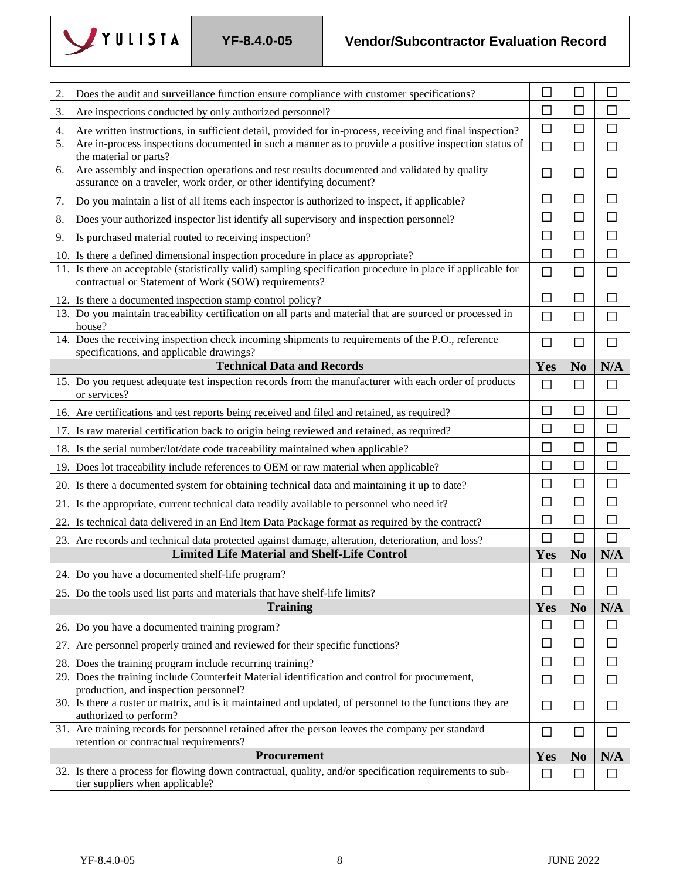| | Yes | No | N/A |
|---|---|---|---|
| 2. Does the audit and surveillance function ensure compliance with customer specifications? | ☐ | ☐ | ☐ |
| 3. Are inspections conducted by only authorized personnel? | ☐ | ☐ | ☐ |
| 4. Are written instructions, in sufficient detail, provided for in-process, receiving and final inspection? | ☐ | ☐ | ☐ |
| 5. Are in-process inspections documented in such a manner as to provide a positive inspection status of the material or parts? | ☐ | ☐ | ☐ |
| 6. Are assembly and inspection operations and test results documented and validated by quality assurance on a traveler, work order, or other identifying document? | ☐ | ☐ | ☐ |
| 7. Do you maintain a list of all items each inspector is authorized to inspect, if applicable? | ☐ | ☐ | ☐ |
| 8. Does your authorized inspector list identify all supervisory and inspection personnel? | ☐ | ☐ | ☐ |
| 9. Is purchased material routed to receiving inspection? | ☐ | ☐ | ☐ |
| 10. Is there a defined dimensional inspection procedure in place as appropriate? | ☐ | ☐ | ☐ |
| 11. Is there an acceptable (statistically valid) sampling specification procedure in place if applicable for contractual or Statement of Work (SOW) requirements? | ☐ | ☐ | ☐ |
| 12. Is there a documented inspection stamp control policy? | ☐ | ☐ | ☐ |
| 13. Do you maintain traceability certification on all parts and material that are sourced or processed in house? | ☐ | ☐ | ☐ |
| 14. Does the receiving inspection check incoming shipments to requirements of the P.O., reference specifications, and applicable drawings? | ☐ | ☐ | ☐ |
| **Technical Data and Records** | **Yes** | **No** | **N/A** |
| 15. Do you request adequate test inspection records from the manufacturer with each order of products or services? | ☐ | ☐ | ☐ |
| 16. Are certifications and test reports being received and filed and retained, as required? | ☐ | ☐ | ☐ |
| 17. Is raw material certification back to origin being reviewed and retained, as required? | ☐ | ☐ | ☐ |
| 18. Is the serial number/lot/date code traceability maintained when applicable? | ☐ | ☐ | ☐ |
| 19. Does lot traceability include references to OEM or raw material when applicable? | ☐ | ☐ | ☐ |
| 20. Is there a documented system for obtaining technical data and maintaining it up to date? | ☐ | ☐ | ☐ |
| 21. Is the appropriate, current technical data readily available to personnel who need it? | ☐ | ☐ | ☐ |
| 22. Is technical data delivered in an End Item Data Package format as required by the contract? | ☐ | ☐ | ☐ |
| 23. Are records and technical data protected against damage, alteration, deterioration, and loss? | ☐ | ☐ | ☐ |
| **Limited Life Material and Shelf-Life Control** | **Yes** | **No** | **N/A** |
| 24. Do you have a documented shelf-life program? | ☐ | ☐ | ☐ |
| 25. Do the tools used list parts and materials that have shelf-life limits? | ☐ | ☐ | ☐ |
| **Training** | **Yes** | **No** | **N/A** |
| 26. Do you have a documented training program? | ☐ | ☐ | ☐ |
| 27. Are personnel properly trained and reviewed for their specific functions? | ☐ | ☐ | ☐ |
| 28. Does the training program include recurring training? | ☐ | ☐ | ☐ |
| 29. Does the training include Counterfeit Material identification and control for procurement, production, and inspection personnel? | ☐ | ☐ | ☐ |
| 30. Is there a roster or matrix, and is it maintained and updated, of personnel to the functions they are authorized to perform? | ☐ | ☐ | ☐ |
| 31. Are training records for personnel retained after the person leaves the company per standard retention or contractual requirements? | ☐ | ☐ | ☐ |
| **Procurement** | **Yes** | **No** | **N/A** |
| 32. Is there a process for flowing down contractual, quality, and/or specification requirements to sub-tier suppliers when applicable? | ☐ | ☐ | ☐ |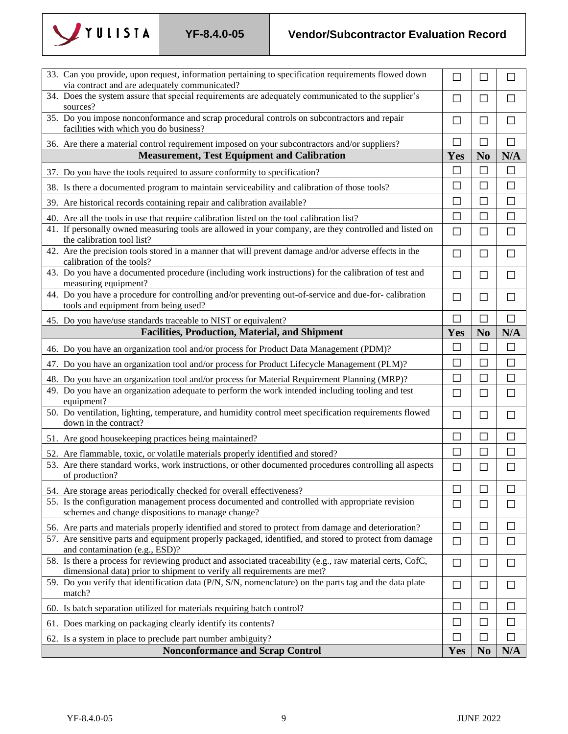| | | | |
|---|---|---|---|
| 33. Can you provide, upon request, information pertaining to specification requirements flowed down via contract and are adequately communicated? | ☐ | ☐ | ☐ |
| 34. Does the system assure that special requirements are adequately communicated to the supplier's sources? | ☐ | ☐ | ☐ |
| 35. Do you impose nonconformance and scrap procedural controls on subcontractors and repair facilities with which you do business? | ☐ | ☐ | ☐ |
| 36. Are there a material control requirement imposed on your subcontractors and/or suppliers? | ☐ | ☐ | ☐ |
| **Measurement, Test Equipment and Calibration** | **Yes** | **No** | **N/A** |
| 37. Do you have the tools required to assure conformity to specification? | ☐ | ☐ | ☐ |
| 38. Is there a documented program to maintain serviceability and calibration of those tools? | ☐ | ☐ | ☐ |
| 39. Are historical records containing repair and calibration available? | ☐ | ☐ | ☐ |
| 40. Are all the tools in use that require calibration listed on the tool calibration list? | ☐ | ☐ | ☐ |
| 41. If personally owned measuring tools are allowed in your company, are they controlled and listed on the calibration tool list? | ☐ | ☐ | ☐ |
| 42. Are the precision tools stored in a manner that will prevent damage and/or adverse effects in the calibration of the tools? | ☐ | ☐ | ☐ |
| 43. Do you have a documented procedure (including work instructions) for the calibration of test and measuring equipment? | ☐ | ☐ | ☐ |
| 44. Do you have a procedure for controlling and/or preventing out-of-service and due-for- calibration tools and equipment from being used? | ☐ | ☐ | ☐ |
| 45. Do you have/use standards traceable to NIST or equivalent? | ☐ | ☐ | ☐ |
| **Facilities, Production, Material, and Shipment** | **Yes** | **No** | **N/A** |
| 46. Do you have an organization tool and/or process for Product Data Management (PDM)? | ☐ | ☐ | ☐ |
| 47. Do you have an organization tool and/or process for Product Lifecycle Management (PLM)? | ☐ | ☐ | ☐ |
| 48. Do you have an organization tool and/or process for Material Requirement Planning (MRP)? | ☐ | ☐ | ☐ |
| 49. Do you have an organization adequate to perform the work intended including tooling and test equipment? | ☐ | ☐ | ☐ |
| 50. Do ventilation, lighting, temperature, and humidity control meet specification requirements flowed down in the contract? | ☐ | ☐ | ☐ |
| 51. Are good housekeeping practices being maintained? | ☐ | ☐ | ☐ |
| 52. Are flammable, toxic, or volatile materials properly identified and stored? | ☐ | ☐ | ☐ |
| 53. Are there standard works, work instructions, or other documented procedures controlling all aspects of production? | ☐ | ☐ | ☐ |
| 54. Are storage areas periodically checked for overall effectiveness? | ☐ | ☐ | ☐ |
| 55. Is the configuration management process documented and controlled with appropriate revision schemes and change dispositions to manage change? | ☐ | ☐ | ☐ |
| 56. Are parts and materials properly identified and stored to protect from damage and deterioration? | ☐ | ☐ | ☐ |
| 57. Are sensitive parts and equipment properly packaged, identified, and stored to protect from damage and contamination (e.g., ESD)? | ☐ | ☐ | ☐ |
| 58. Is there a process for reviewing product and associated traceability (e.g., raw material certs, CofC, dimensional data) prior to shipment to verify all requirements are met? | ☐ | ☐ | ☐ |
| 59. Do you verify that identification data (P/N, S/N, nomenclature) on the parts tag and the data plate match? | ☐ | ☐ | ☐ |
| 60. Is batch separation utilized for materials requiring batch control? | ☐ | ☐ | ☐ |
| 61. Does marking on packaging clearly identify its contents? | ☐ | ☐ | ☐ |
| 62. Is a system in place to preclude part number ambiguity? | ☐ | ☐ | ☐ |
| **Nonconformance and Scrap Control** | **Yes** | **No** | **N/A** |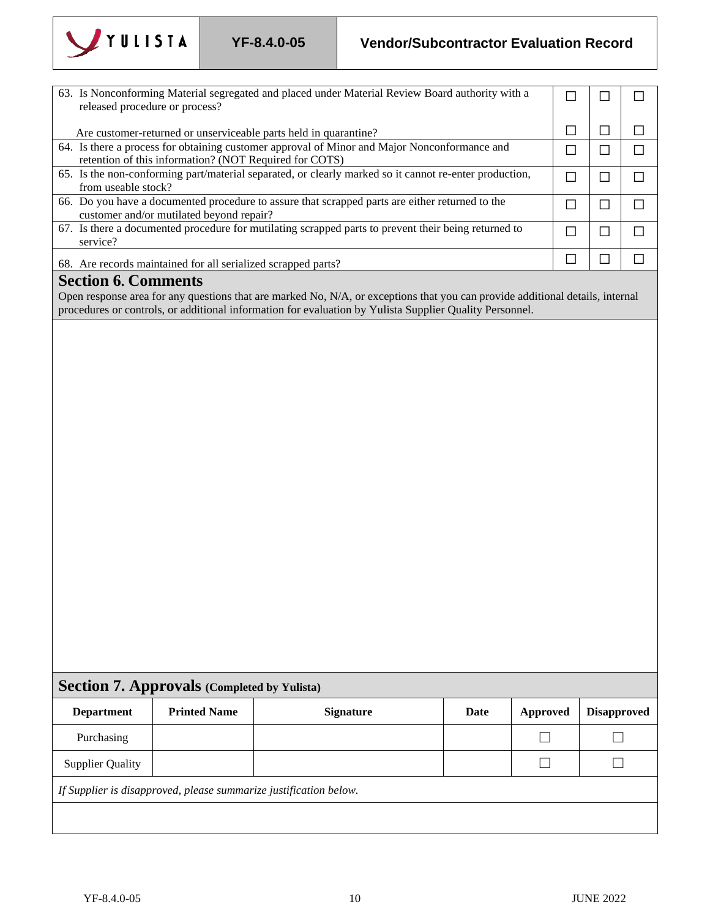| | | | |
|---|---|---|---|
| 63. Is Nonconforming Material segregated and placed under Material Review Board authority with a released procedure or process? | ☐ | ☐ | ☐ |
| Are customer-returned or unserviceable parts held in quarantine? | ☐ | ☐ | ☐ |
| 64. Is there a process for obtaining customer approval of Minor and Major Nonconformance and retention of this information? (NOT Required for COTS) | ☐ | ☐ | ☐ |
| 65. Is the non-conforming part/material separated, or clearly marked so it cannot re-enter production, from useable stock? | ☐ | ☐ | ☐ |
| 66. Do you have a documented procedure to assure that scrapped parts are either returned to the customer and/or mutilated beyond repair? | ☐ | ☐ | ☐ |
| 67. Is there a documented procedure for mutilating scrapped parts to prevent their being returned to service? | ☐ | ☐ | ☐ |
| 68. Are records maintained for all serialized scrapped parts? | ☐ | ☐ | ☐ |

## Section 6. Comments

Open response area for any questions that are marked No, N/A, or exceptions that you can provide additional details, internal procedures or controls, or additional information for evaluation by Yulista Supplier Quality Personnel.

## Section 7. Approvals (Completed by Yulista)

| Department | Printed Name | Signature | Date | Approved | Disapproved |
|---|---|---|---|---|---|
| Purchasing | | | | ☐ | ☐ |
| Supplier Quality | | | | ☐ | ☐ |

*If Supplier is disapproved, please summarize justification below.*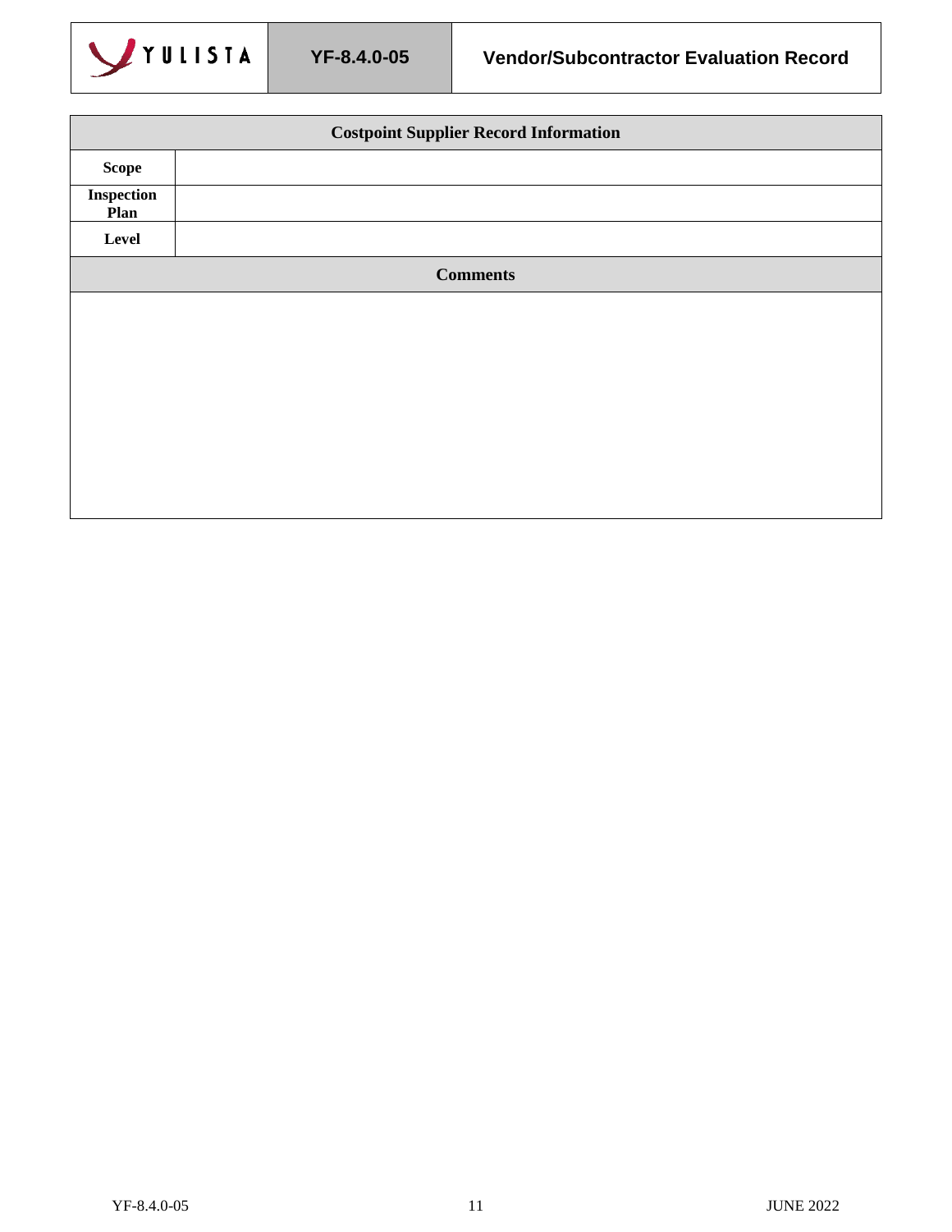| Costpoint Supplier Record Information | |
|---|---|
| **Scope** | |
| **Inspection Plan** | |
| **Level** | |

| Comments |
|---|
| |